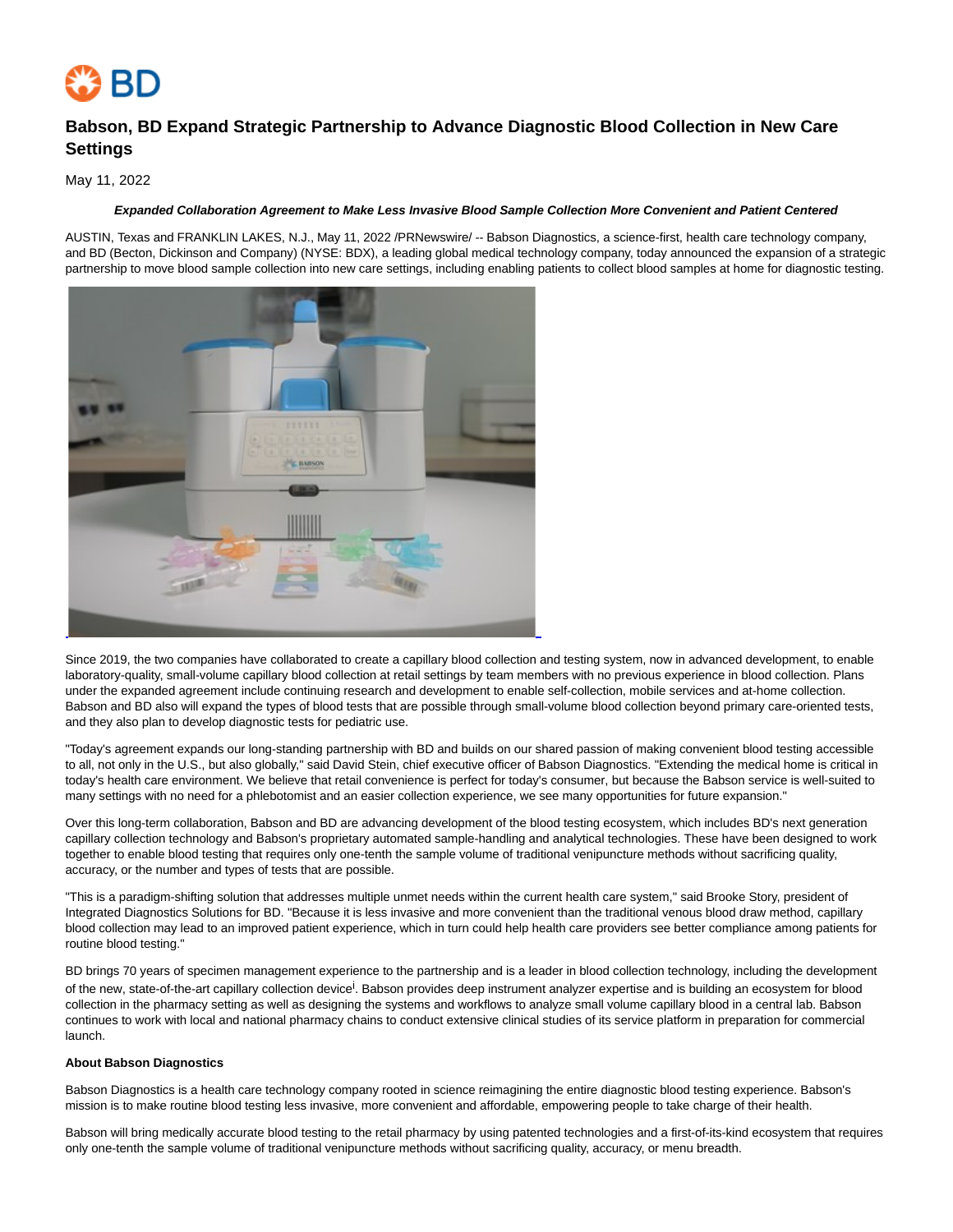# Babson, BD Expand Strategic Partnership to Advance Diagnostic Blood Collection in New Care Settings

May 11, 2022

***Expanded Collaboration Agreement to Make Less Invasive Blood Sample Collection More Convenient and Patient Centered***

AUSTIN, Texas and FRANKLIN LAKES, N.J., May 11, 2022 /PRNewswire/ -- Babson Diagnostics, a science-first, health care technology company, and BD (Becton, Dickinson and Company) (NYSE: BDX), a leading global medical technology company, today announced the expansion of a strategic partnership to move blood sample collection into new care settings, including enabling patients to collect blood samples at home for diagnostic testing.

Since 2019, the two companies have collaborated to create a capillary blood collection and testing system, now in advanced development, to enable laboratory-quality, small-volume capillary blood collection at retail settings by team members with no previous experience in blood collection. Plans under the expanded agreement include continuing research and development to enable self-collection, mobile services and at-home collection. Babson and BD also will expand the types of blood tests that are possible through small-volume blood collection beyond primary care-oriented tests, and they also plan to develop diagnostic tests for pediatric use.

"Today's agreement expands our long-standing partnership with BD and builds on our shared passion of making convenient blood testing accessible to all, not only in the U.S., but also globally," said David Stein, chief executive officer of Babson Diagnostics. "Extending the medical home is critical in today's health care environment. We believe that retail convenience is perfect for today's consumer, but because the Babson service is well-suited to many settings with no need for a phlebotomist and an easier collection experience, we see many opportunities for future expansion."

Over this long-term collaboration, Babson and BD are advancing development of the blood testing ecosystem, which includes BD's next generation capillary collection technology and Babson's proprietary automated sample-handling and analytical technologies. These have been designed to work together to enable blood testing that requires only one-tenth the sample volume of traditional venipuncture methods without sacrificing quality, accuracy, or the number and types of tests that are possible.

"This is a paradigm-shifting solution that addresses multiple unmet needs within the current health care system," said Brooke Story, president of Integrated Diagnostics Solutions for BD. "Because it is less invasive and more convenient than the traditional venous blood draw method, capillary blood collection may lead to an improved patient experience, which in turn could help health care providers see better compliance among patients for routine blood testing."

BD brings 70 years of specimen management experience to the partnership and is a leader in blood collection technology, including the development of the new, state-of-the-art capillary collection device[i]. Babson provides deep instrument analyzer expertise and is building an ecosystem for blood collection in the pharmacy setting as well as designing the systems and workflows to analyze small volume capillary blood in a central lab. Babson continues to work with local and national pharmacy chains to conduct extensive clinical studies of its service platform in preparation for commercial launch.

**About Babson Diagnostics**

Babson Diagnostics is a health care technology company rooted in science reimagining the entire diagnostic blood testing experience. Babson's mission is to make routine blood testing less invasive, more convenient and affordable, empowering people to take charge of their health.

Babson will bring medically accurate blood testing to the retail pharmacy by using patented technologies and a first-of-its-kind ecosystem that requires only one-tenth the sample volume of traditional venipuncture methods without sacrificing quality, accuracy, or menu breadth.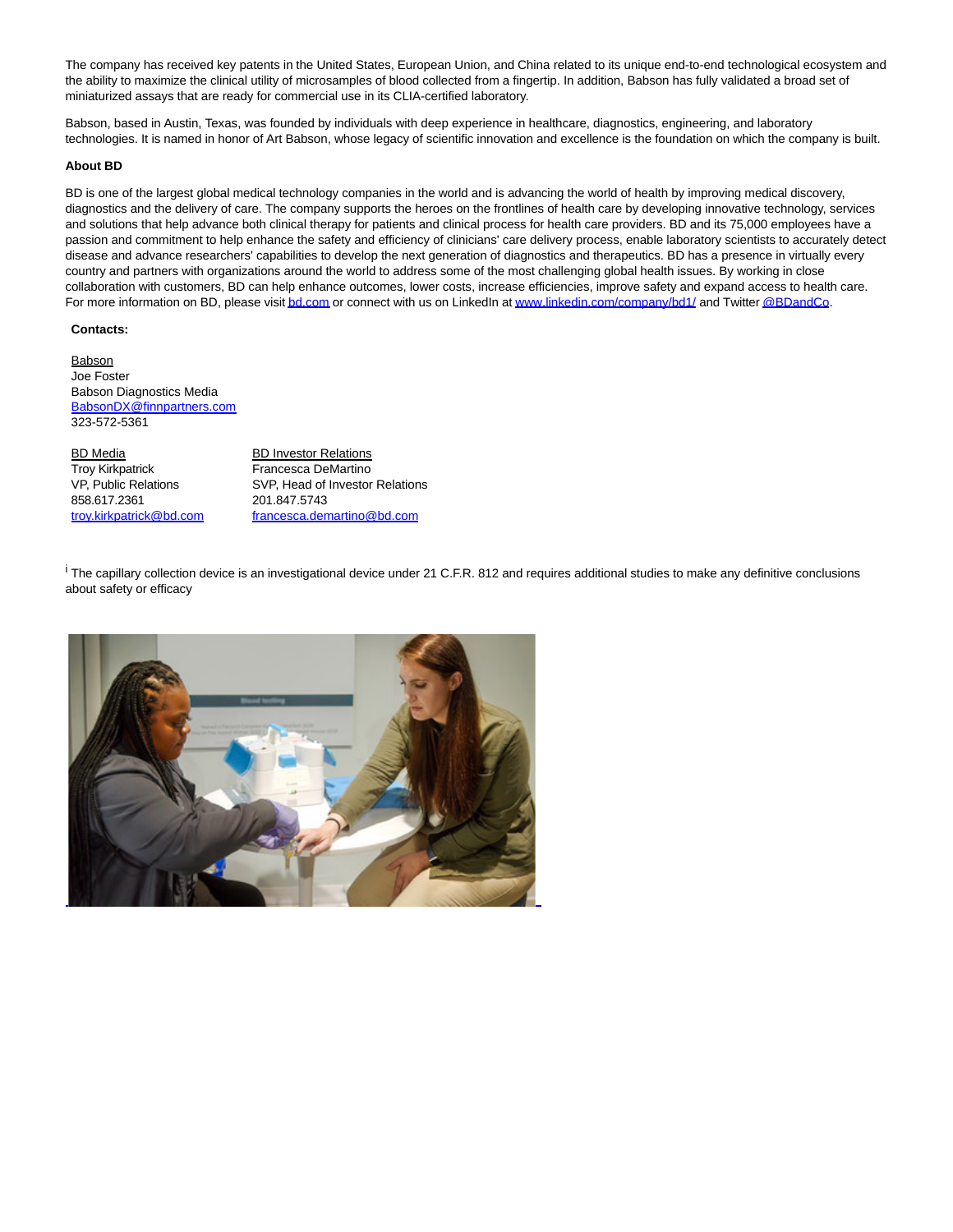The company has received key patents in the United States, European Union, and China related to its unique end-to-end technological ecosystem and the ability to maximize the clinical utility of microsamples of blood collected from a fingertip. In addition, Babson has fully validated a broad set of miniaturized assays that are ready for commercial use in its CLIA-certified laboratory.

Babson, based in Austin, Texas, was founded by individuals with deep experience in healthcare, diagnostics, engineering, and laboratory technologies. It is named in honor of Art Babson, whose legacy of scientific innovation and excellence is the foundation on which the company is built.

**About BD**

BD is one of the largest global medical technology companies in the world and is advancing the world of health by improving medical discovery, diagnostics and the delivery of care. The company supports the heroes on the frontlines of health care by developing innovative technology, services and solutions that help advance both clinical therapy for patients and clinical process for health care providers. BD and its 75,000 employees have a passion and commitment to help enhance the safety and efficiency of clinicians' care delivery process, enable laboratory scientists to accurately detect disease and advance researchers' capabilities to develop the next generation of diagnostics and therapeutics. BD has a presence in virtually every country and partners with organizations around the world to address some of the most challenging global health issues. By working in close collaboration with customers, BD can help enhance outcomes, lower costs, increase efficiencies, improve safety and expand access to health care. For more information on BD, please visit bd.com or connect with us on LinkedIn at www.linkedin.com/company/bd1/ and Twitter @BDandCo.

**Contacts:**

Babson
Joe Foster
Babson Diagnostics Media
BabsonDX@finnpartners.com
323-572-5361

BD Media
Troy Kirkpatrick
VP, Public Relations
858.617.2361
troy.kirkpatrick@bd.com

BD Investor Relations
Francesca DeMartino
SVP, Head of Investor Relations
201.847.5743
francesca.demartino@bd.com

[i] The capillary collection device is an investigational device under 21 C.F.R. 812 and requires additional studies to make any definitive conclusions about safety or efficacy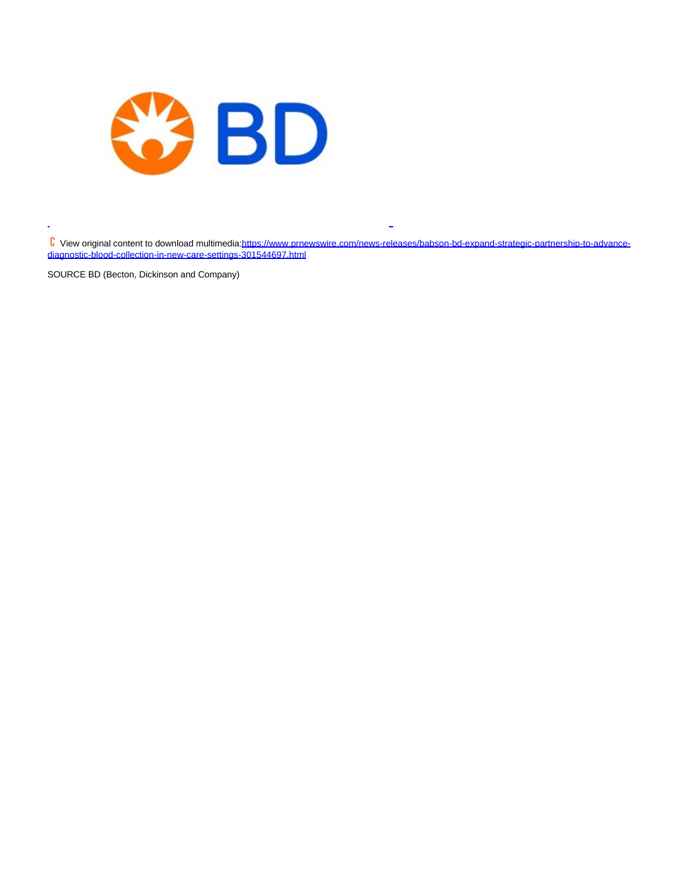View original content to download multimedia:https://www.prnewswire.com/news-releases/babson-bd-expand-strategic-partnership-to-advance-diagnostic-blood-collection-in-new-care-settings-301544697.html

SOURCE BD (Becton, Dickinson and Company)